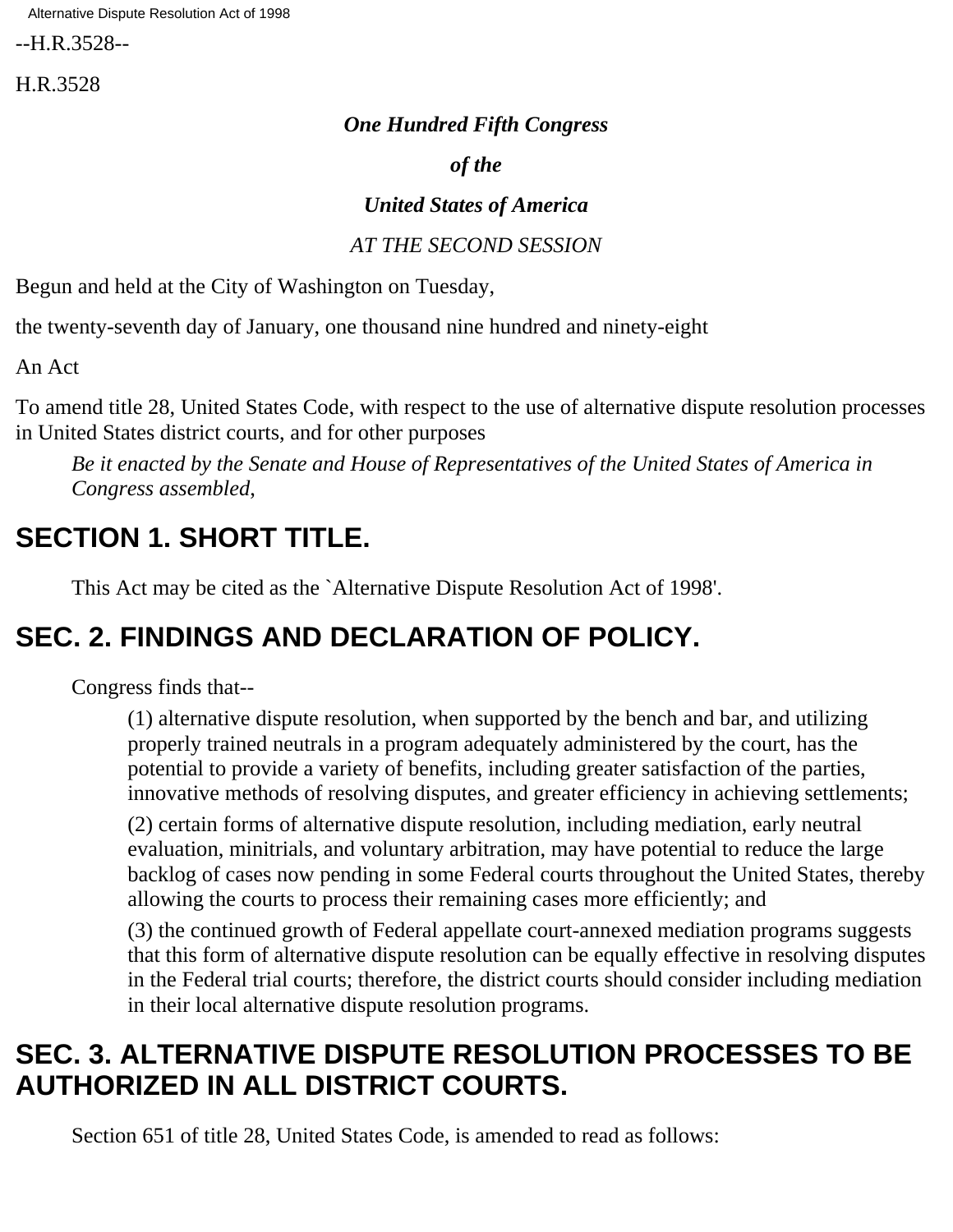--H.R.3528--

H.R.3528

***One Hundred Fifth Congress***

***of the***

***United States of America***

*AT THE SECOND SESSION*

Begun and held at the City of Washington on Tuesday,

the twenty-seventh day of January, one thousand nine hundred and ninety-eight

An Act

To amend title 28, United States Code, with respect to the use of alternative dispute resolution processes in United States district courts, and for other purposes

*Be it enacted by the Senate and House of Representatives of the United States of America in Congress assembled,*

## SECTION 1. SHORT TITLE.

This Act may be cited as the `Alternative Dispute Resolution Act of 1998'.

## SEC. 2. FINDINGS AND DECLARATION OF POLICY.

Congress finds that--

(1) alternative dispute resolution, when supported by the bench and bar, and utilizing properly trained neutrals in a program adequately administered by the court, has the potential to provide a variety of benefits, including greater satisfaction of the parties, innovative methods of resolving disputes, and greater efficiency in achieving settlements;

(2) certain forms of alternative dispute resolution, including mediation, early neutral evaluation, minitrials, and voluntary arbitration, may have potential to reduce the large backlog of cases now pending in some Federal courts throughout the United States, thereby allowing the courts to process their remaining cases more efficiently; and

(3) the continued growth of Federal appellate court-annexed mediation programs suggests that this form of alternative dispute resolution can be equally effective in resolving disputes in the Federal trial courts; therefore, the district courts should consider including mediation in their local alternative dispute resolution programs.

## SEC. 3. ALTERNATIVE DISPUTE RESOLUTION PROCESSES TO BE AUTHORIZED IN ALL DISTRICT COURTS.

Section 651 of title 28, United States Code, is amended to read as follows: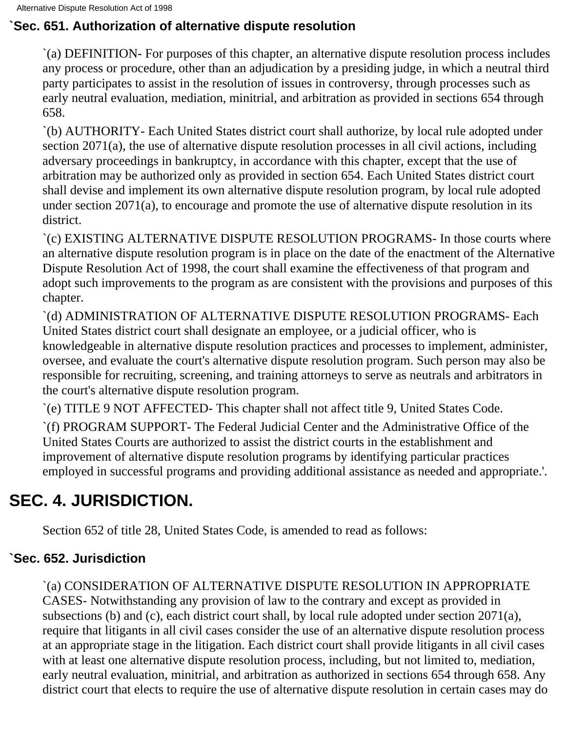### `Sec. 651. Authorization of alternative dispute resolution

`(a) DEFINITION- For purposes of this chapter, an alternative dispute resolution process includes any process or procedure, other than an adjudication by a presiding judge, in which a neutral third party participates to assist in the resolution of issues in controversy, through processes such as early neutral evaluation, mediation, minitrial, and arbitration as provided in sections 654 through 658.

`(b) AUTHORITY- Each United States district court shall authorize, by local rule adopted under section 2071(a), the use of alternative dispute resolution processes in all civil actions, including adversary proceedings in bankruptcy, in accordance with this chapter, except that the use of arbitration may be authorized only as provided in section 654. Each United States district court shall devise and implement its own alternative dispute resolution program, by local rule adopted under section 2071(a), to encourage and promote the use of alternative dispute resolution in its district.

`(c) EXISTING ALTERNATIVE DISPUTE RESOLUTION PROGRAMS- In those courts where an alternative dispute resolution program is in place on the date of the enactment of the Alternative Dispute Resolution Act of 1998, the court shall examine the effectiveness of that program and adopt such improvements to the program as are consistent with the provisions and purposes of this chapter.

`(d) ADMINISTRATION OF ALTERNATIVE DISPUTE RESOLUTION PROGRAMS- Each United States district court shall designate an employee, or a judicial officer, who is knowledgeable in alternative dispute resolution practices and processes to implement, administer, oversee, and evaluate the court's alternative dispute resolution program. Such person may also be responsible for recruiting, screening, and training attorneys to serve as neutrals and arbitrators in the court's alternative dispute resolution program.

`(e) TITLE 9 NOT AFFECTED- This chapter shall not affect title 9, United States Code.

`(f) PROGRAM SUPPORT- The Federal Judicial Center and the Administrative Office of the United States Courts are authorized to assist the district courts in the establishment and improvement of alternative dispute resolution programs by identifying particular practices employed in successful programs and providing additional assistance as needed and appropriate.'.

## SEC. 4. JURISDICTION.

Section 652 of title 28, United States Code, is amended to read as follows:

### `Sec. 652. Jurisdiction

`(a) CONSIDERATION OF ALTERNATIVE DISPUTE RESOLUTION IN APPROPRIATE CASES- Notwithstanding any provision of law to the contrary and except as provided in subsections (b) and (c), each district court shall, by local rule adopted under section 2071(a), require that litigants in all civil cases consider the use of an alternative dispute resolution process at an appropriate stage in the litigation. Each district court shall provide litigants in all civil cases with at least one alternative dispute resolution process, including, but not limited to, mediation, early neutral evaluation, minitrial, and arbitration as authorized in sections 654 through 658. Any district court that elects to require the use of alternative dispute resolution in certain cases may do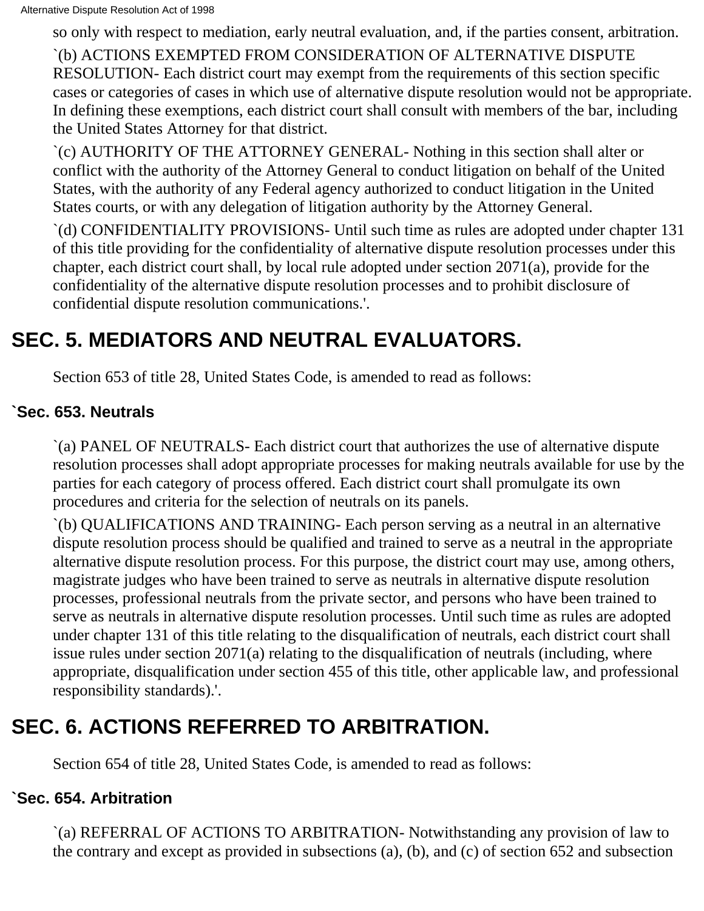so only with respect to mediation, early neutral evaluation, and, if the parties consent, arbitration.

`(b) ACTIONS EXEMPTED FROM CONSIDERATION OF ALTERNATIVE DISPUTE RESOLUTION- Each district court may exempt from the requirements of this section specific cases or categories of cases in which use of alternative dispute resolution would not be appropriate. In defining these exemptions, each district court shall consult with members of the bar, including the United States Attorney for that district.

`(c) AUTHORITY OF THE ATTORNEY GENERAL- Nothing in this section shall alter or conflict with the authority of the Attorney General to conduct litigation on behalf of the United States, with the authority of any Federal agency authorized to conduct litigation in the United States courts, or with any delegation of litigation authority by the Attorney General.

`(d) CONFIDENTIALITY PROVISIONS- Until such time as rules are adopted under chapter 131 of this title providing for the confidentiality of alternative dispute resolution processes under this chapter, each district court shall, by local rule adopted under section 2071(a), provide for the confidentiality of the alternative dispute resolution processes and to prohibit disclosure of confidential dispute resolution communications.'.

## SEC. 5. MEDIATORS AND NEUTRAL EVALUATORS.

Section 653 of title 28, United States Code, is amended to read as follows:

### `Sec. 653. Neutrals

`(a) PANEL OF NEUTRALS- Each district court that authorizes the use of alternative dispute resolution processes shall adopt appropriate processes for making neutrals available for use by the parties for each category of process offered. Each district court shall promulgate its own procedures and criteria for the selection of neutrals on its panels.

`(b) QUALIFICATIONS AND TRAINING- Each person serving as a neutral in an alternative dispute resolution process should be qualified and trained to serve as a neutral in the appropriate alternative dispute resolution process. For this purpose, the district court may use, among others, magistrate judges who have been trained to serve as neutrals in alternative dispute resolution processes, professional neutrals from the private sector, and persons who have been trained to serve as neutrals in alternative dispute resolution processes. Until such time as rules are adopted under chapter 131 of this title relating to the disqualification of neutrals, each district court shall issue rules under section 2071(a) relating to the disqualification of neutrals (including, where appropriate, disqualification under section 455 of this title, other applicable law, and professional responsibility standards).'.

## SEC. 6. ACTIONS REFERRED TO ARBITRATION.

Section 654 of title 28, United States Code, is amended to read as follows:

### `Sec. 654. Arbitration

`(a) REFERRAL OF ACTIONS TO ARBITRATION- Notwithstanding any provision of law to the contrary and except as provided in subsections (a), (b), and (c) of section 652 and subsection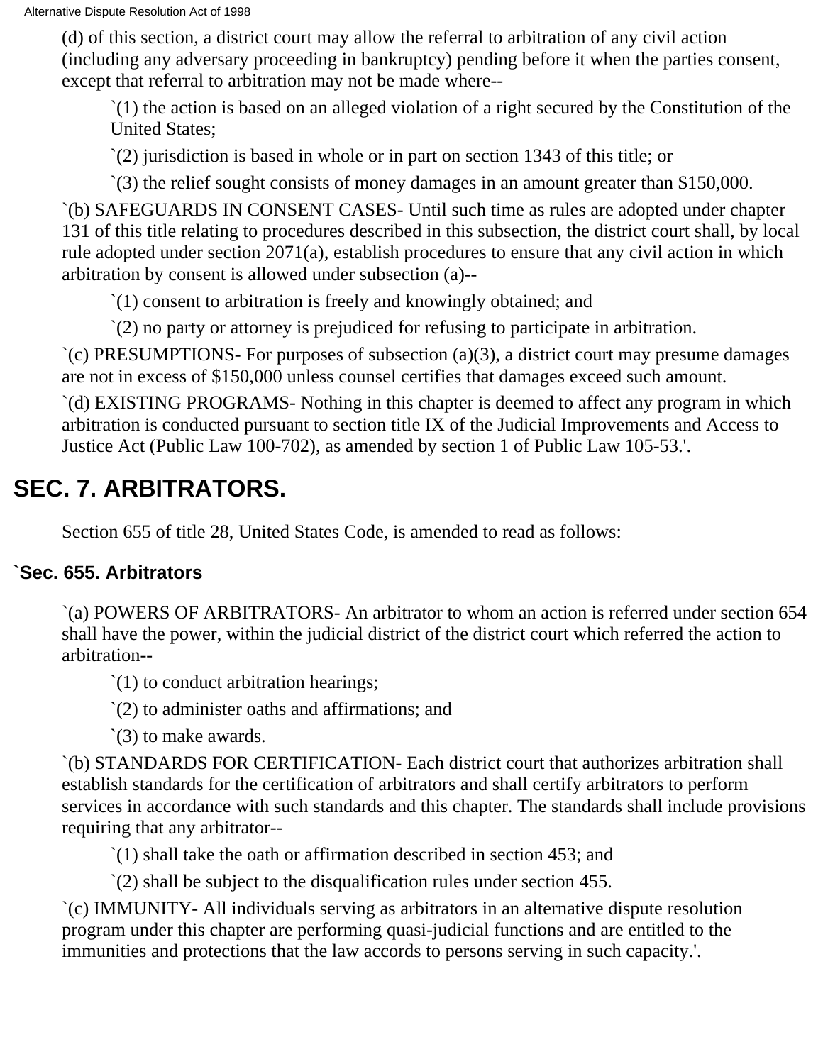(d) of this section, a district court may allow the referral to arbitration of any civil action (including any adversary proceeding in bankruptcy) pending before it when the parties consent, except that referral to arbitration may not be made where--

`(1) the action is based on an alleged violation of a right secured by the Constitution of the United States;

`(2) jurisdiction is based in whole or in part on section 1343 of this title; or

`(3) the relief sought consists of money damages in an amount greater than $150,000.

`(b) SAFEGUARDS IN CONSENT CASES- Until such time as rules are adopted under chapter 131 of this title relating to procedures described in this subsection, the district court shall, by local rule adopted under section 2071(a), establish procedures to ensure that any civil action in which arbitration by consent is allowed under subsection (a)--

`(1) consent to arbitration is freely and knowingly obtained; and

`(2) no party or attorney is prejudiced for refusing to participate in arbitration.

`(c) PRESUMPTIONS- For purposes of subsection (a)(3), a district court may presume damages are not in excess of $150,000 unless counsel certifies that damages exceed such amount.

`(d) EXISTING PROGRAMS- Nothing in this chapter is deemed to affect any program in which arbitration is conducted pursuant to section title IX of the Judicial Improvements and Access to Justice Act (Public Law 100-702), as amended by section 1 of Public Law 105-53.'.

## SEC. 7. ARBITRATORS.

Section 655 of title 28, United States Code, is amended to read as follows:

### `Sec. 655. Arbitrators

`(a) POWERS OF ARBITRATORS- An arbitrator to whom an action is referred under section 654 shall have the power, within the judicial district of the district court which referred the action to arbitration--

`(1) to conduct arbitration hearings;

`(2) to administer oaths and affirmations; and

`(3) to make awards.

`(b) STANDARDS FOR CERTIFICATION- Each district court that authorizes arbitration shall establish standards for the certification of arbitrators and shall certify arbitrators to perform services in accordance with such standards and this chapter. The standards shall include provisions requiring that any arbitrator--

`(1) shall take the oath or affirmation described in section 453; and

`(2) shall be subject to the disqualification rules under section 455.

`(c) IMMUNITY- All individuals serving as arbitrators in an alternative dispute resolution program under this chapter are performing quasi-judicial functions and are entitled to the immunities and protections that the law accords to persons serving in such capacity.'.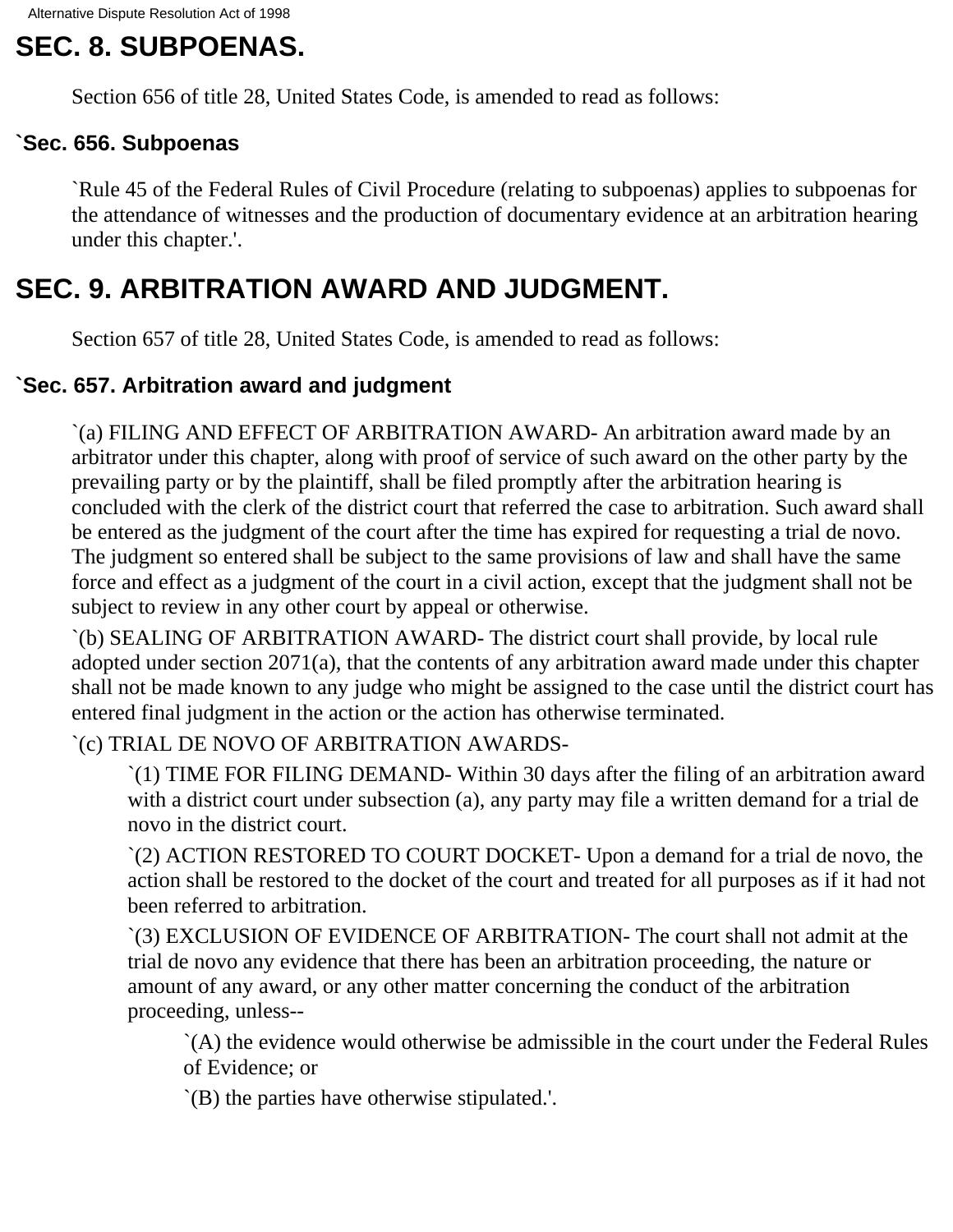## SEC. 8. SUBPOENAS.

Section 656 of title 28, United States Code, is amended to read as follows:

### `Sec. 656. Subpoenas

`Rule 45 of the Federal Rules of Civil Procedure (relating to subpoenas) applies to subpoenas for the attendance of witnesses and the production of documentary evidence at an arbitration hearing under this chapter.'.

## SEC. 9. ARBITRATION AWARD AND JUDGMENT.

Section 657 of title 28, United States Code, is amended to read as follows:

### `Sec. 657. Arbitration award and judgment

`(a) FILING AND EFFECT OF ARBITRATION AWARD- An arbitration award made by an arbitrator under this chapter, along with proof of service of such award on the other party by the prevailing party or by the plaintiff, shall be filed promptly after the arbitration hearing is concluded with the clerk of the district court that referred the case to arbitration. Such award shall be entered as the judgment of the court after the time has expired for requesting a trial de novo. The judgment so entered shall be subject to the same provisions of law and shall have the same force and effect as a judgment of the court in a civil action, except that the judgment shall not be subject to review in any other court by appeal or otherwise.

`(b) SEALING OF ARBITRATION AWARD- The district court shall provide, by local rule adopted under section 2071(a), that the contents of any arbitration award made under this chapter shall not be made known to any judge who might be assigned to the case until the district court has entered final judgment in the action or the action has otherwise terminated.

`(c) TRIAL DE NOVO OF ARBITRATION AWARDS-

> `(1) TIME FOR FILING DEMAND- Within 30 days after the filing of an arbitration award with a district court under subsection (a), any party may file a written demand for a trial de novo in the district court.
>
> `(2) ACTION RESTORED TO COURT DOCKET- Upon a demand for a trial de novo, the action shall be restored to the docket of the court and treated for all purposes as if it had not been referred to arbitration.
>
> `(3) EXCLUSION OF EVIDENCE OF ARBITRATION- The court shall not admit at the trial de novo any evidence that there has been an arbitration proceeding, the nature or amount of any award, or any other matter concerning the conduct of the arbitration proceeding, unless--
>
> > `(A) the evidence would otherwise be admissible in the court under the Federal Rules of Evidence; or
> >
> > `(B) the parties have otherwise stipulated.'.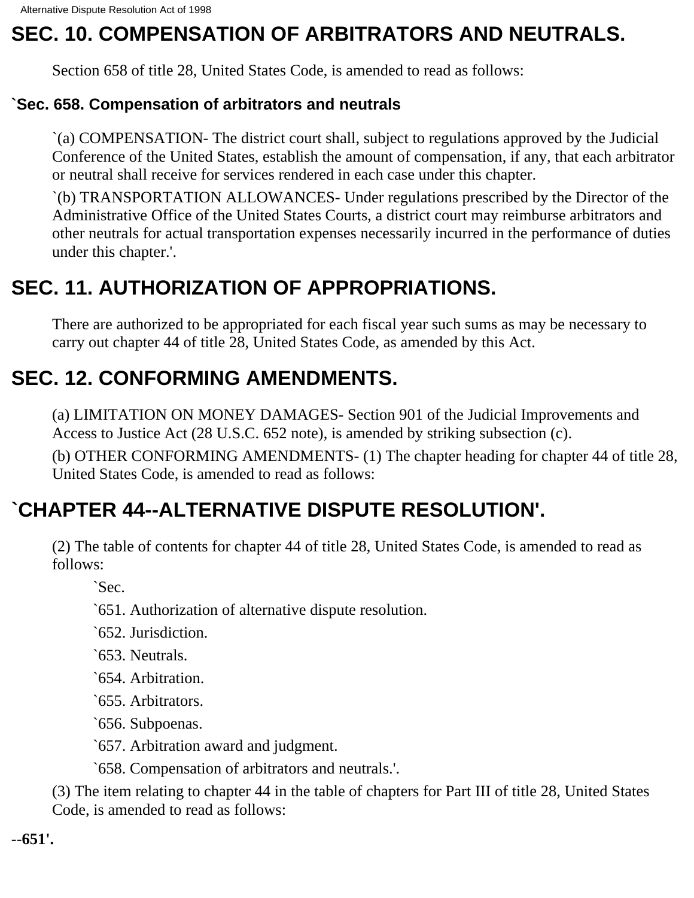## SEC. 10. COMPENSATION OF ARBITRATORS AND NEUTRALS.

Section 658 of title 28, United States Code, is amended to read as follows:

### `Sec. 658. Compensation of arbitrators and neutrals

`(a) COMPENSATION- The district court shall, subject to regulations approved by the Judicial Conference of the United States, establish the amount of compensation, if any, that each arbitrator or neutral shall receive for services rendered in each case under this chapter.

`(b) TRANSPORTATION ALLOWANCES- Under regulations prescribed by the Director of the Administrative Office of the United States Courts, a district court may reimburse arbitrators and other neutrals for actual transportation expenses necessarily incurred in the performance of duties under this chapter.'.

## SEC. 11. AUTHORIZATION OF APPROPRIATIONS.

There are authorized to be appropriated for each fiscal year such sums as may be necessary to carry out chapter 44 of title 28, United States Code, as amended by this Act.

## SEC. 12. CONFORMING AMENDMENTS.

(a) LIMITATION ON MONEY DAMAGES- Section 901 of the Judicial Improvements and Access to Justice Act (28 U.S.C. 652 note), is amended by striking subsection (c).

(b) OTHER CONFORMING AMENDMENTS- (1) The chapter heading for chapter 44 of title 28, United States Code, is amended to read as follows:

## `CHAPTER 44--ALTERNATIVE DISPUTE RESOLUTION'.

(2) The table of contents for chapter 44 of title 28, United States Code, is amended to read as follows:

`Sec.

`651. Authorization of alternative dispute resolution.

`652. Jurisdiction.

`653. Neutrals.

`654. Arbitration.

`655. Arbitrators.

`656. Subpoenas.

`657. Arbitration award and judgment.

`658. Compensation of arbitrators and neutrals.'.

(3) The item relating to chapter 44 in the table of chapters for Part III of title 28, United States Code, is amended to read as follows:

**--651'.**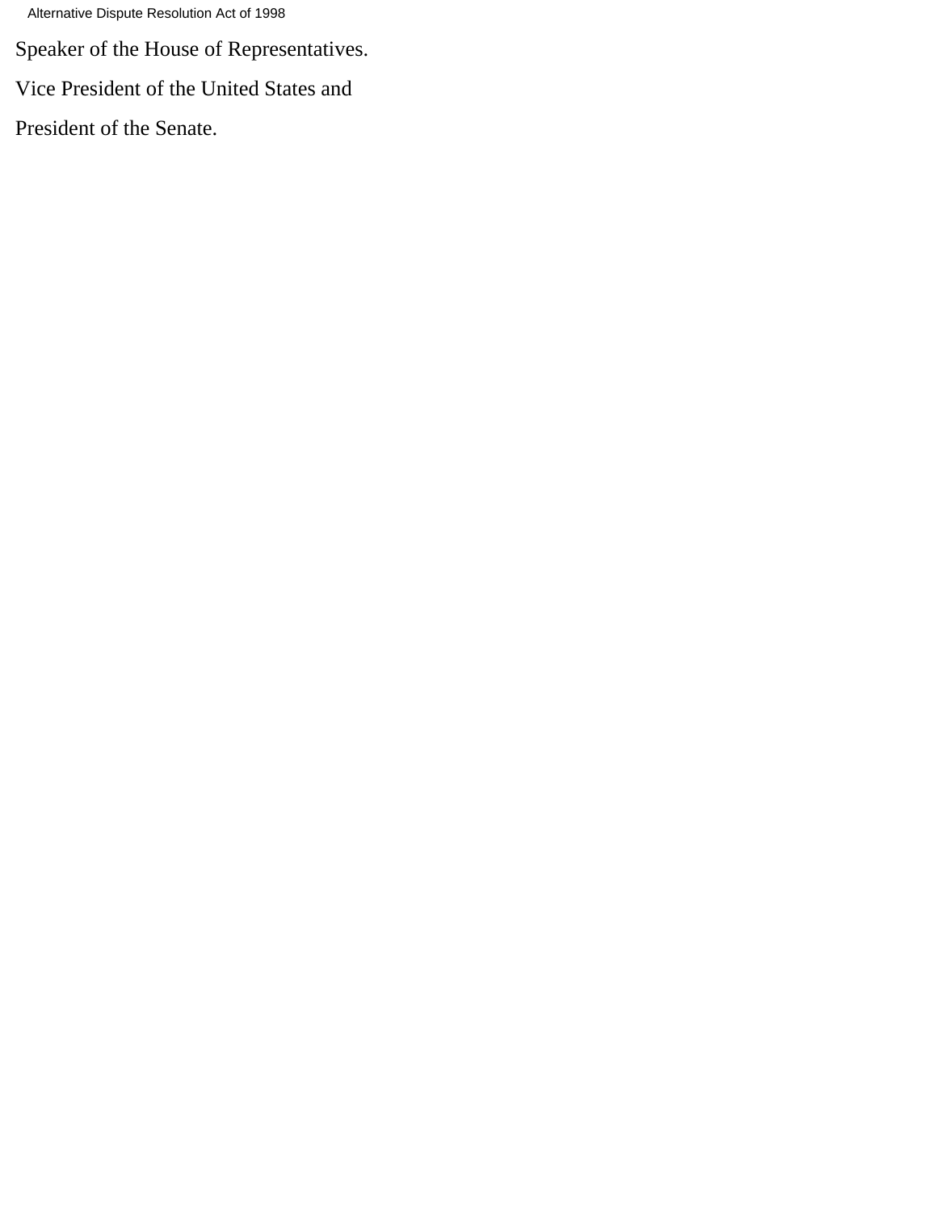Speaker of the House of Representatives.

Vice President of the United States and

President of the Senate.